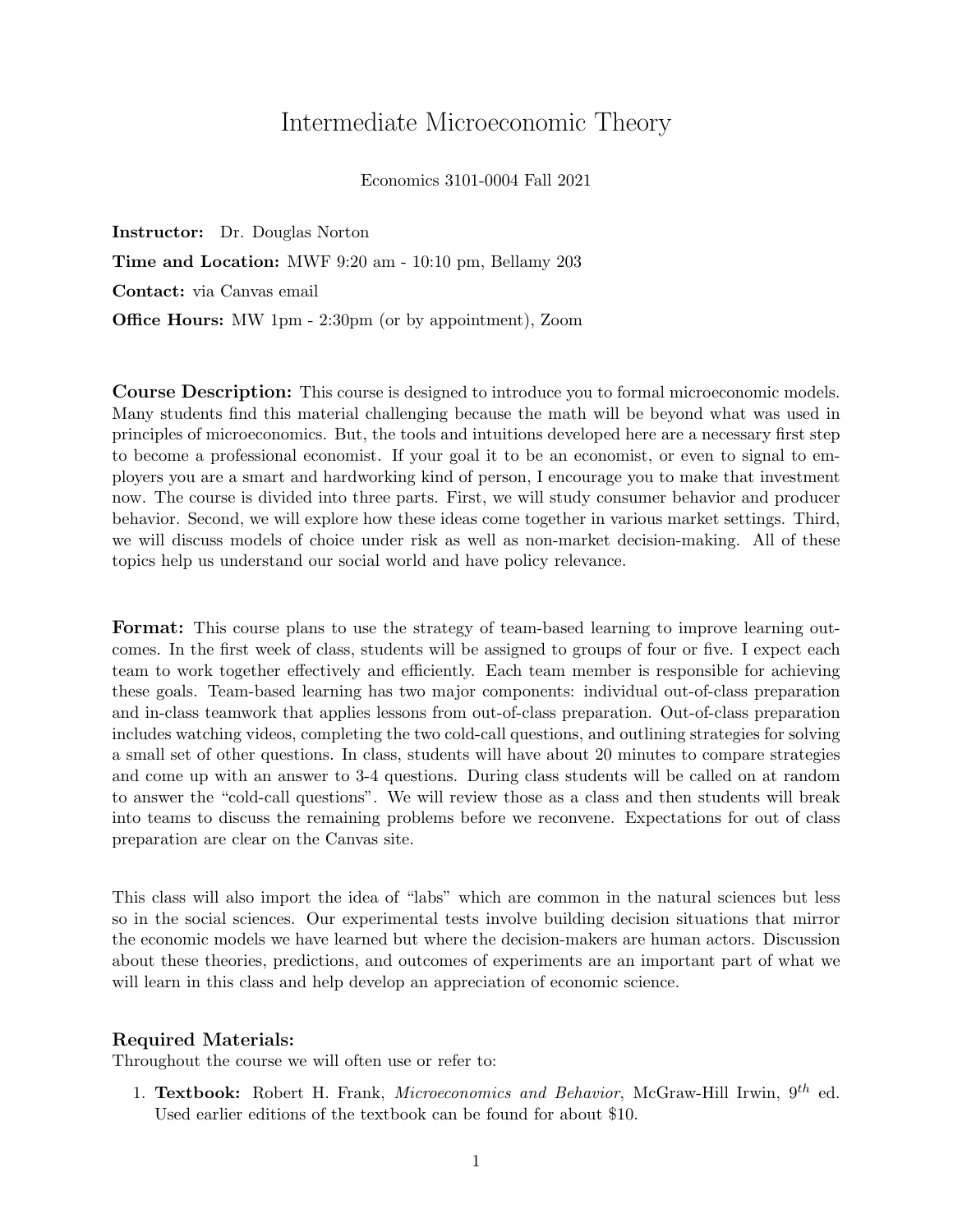# Intermediate Microeconomic Theory

Economics 3101-0004 Fall 2021

**Instructor:** Dr. Douglas Norton

**Time and Location:** MWF 9:20 am - 10:10 pm, Bellamy 203

**Contact:** via Canvas email

**Office Hours:** MW 1pm - 2:30pm (or by appointment), Zoom

**Course Description:** This course is designed to introduce you to formal microeconomic models. Many students find this material challenging because the math will be beyond what was used in principles of microeconomics. But, the tools and intuitions developed here are a necessary first step to become a professional economist. If your goal it to be an economist, or even to signal to employers you are a smart and hardworking kind of person, I encourage you to make that investment now. The course is divided into three parts. First, we will study consumer behavior and producer behavior. Second, we will explore how these ideas come together in various market settings. Third, we will discuss models of choice under risk as well as non-market decision-making. All of these topics help us understand our social world and have policy relevance.

**Format:** This course plans to use the strategy of team-based learning to improve learning outcomes. In the first week of class, students will be assigned to groups of four or five. I expect each team to work together effectively and efficiently. Each team member is responsible for achieving these goals. Team-based learning has two major components: individual out-of-class preparation and in-class teamwork that applies lessons from out-of-class preparation. Out-of-class preparation includes watching videos, completing the two cold-call questions, and outlining strategies for solving a small set of other questions. In class, students will have about 20 minutes to compare strategies and come up with an answer to 3-4 questions. During class students will be called on at random to answer the "cold-call questions". We will review those as a class and then students will break into teams to discuss the remaining problems before we reconvene. Expectations for out of class preparation are clear on the Canvas site.

This class will also import the idea of "labs" which are common in the natural sciences but less so in the social sciences. Our experimental tests involve building decision situations that mirror the economic models we have learned but where the decision-makers are human actors. Discussion about these theories, predictions, and outcomes of experiments are an important part of what we will learn in this class and help develop an appreciation of economic science.

### Required Materials:

Throughout the course we will often use or refer to:

1. **Textbook:** Robert H. Frank, *Microeconomics and Behavior*, McGraw-Hill Irwin, $9^{th}$ ed. Used earlier editions of the textbook can be found for about $10.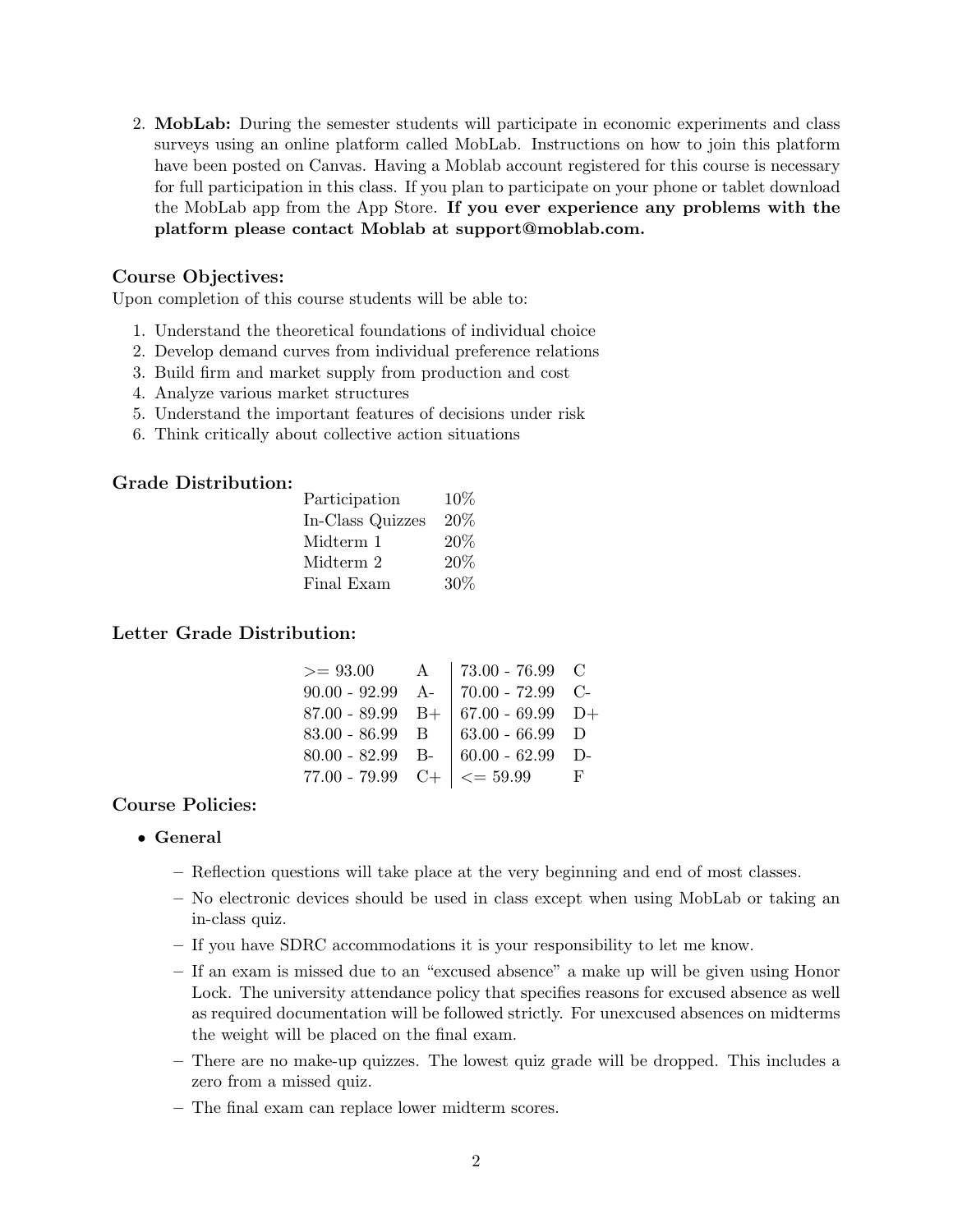2. **MobLab:** During the semester students will participate in economic experiments and class surveys using an online platform called MobLab. Instructions on how to join this platform have been posted on Canvas. Having a Moblab account registered for this course is necessary for full participation in this class. If you plan to participate on your phone or tablet download the MobLab app from the App Store. **If you ever experience any problems with the platform please contact Moblab at support@moblab.com.**

### Course Objectives:

Upon completion of this course students will be able to:

1. Understand the theoretical foundations of individual choice
2. Develop demand curves from individual preference relations
3. Build firm and market supply from production and cost
4. Analyze various market structures
5. Understand the important features of decisions under risk
6. Think critically about collective action situations

### Grade Distribution:

| | |
|---|---|
| Participation | 10% |
| In-Class Quizzes | 20% |
| Midterm 1 | 20% |
| Midterm 2 | 20% |
| Final Exam | 30% |

### Letter Grade Distribution:

| | | | |
|---|---|---|---|
| >= 93.00 | A | 73.00 - 76.99 | C |
| 90.00 - 92.99 | A- | 70.00 - 72.99 | C- |
| 87.00 - 89.99 | B+ | 67.00 - 69.99 | D+ |
| 83.00 - 86.99 | B | 63.00 - 66.99 | D |
| 80.00 - 82.99 | B- | 60.00 - 62.99 | D- |
| 77.00 - 79.99 | C+ | <= 59.99 | F |

### Course Policies:

- **General**
  - Reflection questions will take place at the very beginning and end of most classes.
  - No electronic devices should be used in class except when using MobLab or taking an in-class quiz.
  - If you have SDRC accommodations it is your responsibility to let me know.
  - If an exam is missed due to an "excused absence" a make up will be given using Honor Lock. The university attendance policy that specifies reasons for excused absence as well as required documentation will be followed strictly. For unexcused absences on midterms the weight will be placed on the final exam.
  - There are no make-up quizzes. The lowest quiz grade will be dropped. This includes a zero from a missed quiz.
  - The final exam can replace lower midterm scores.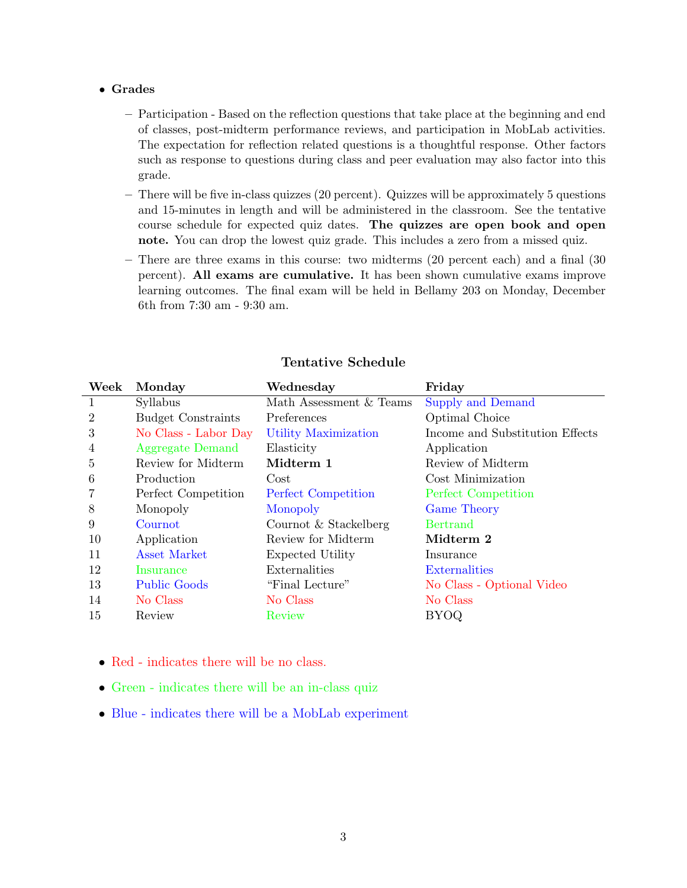- **Grades**
  - Participation - Based on the reflection questions that take place at the beginning and end of classes, post-midterm performance reviews, and participation in MobLab activities. The expectation for reflection related questions is a thoughtful response. Other factors such as response to questions during class and peer evaluation may also factor into this grade.
  - There will be five in-class quizzes (20 percent). Quizzes will be approximately 5 questions and 15-minutes in length and will be administered in the classroom. See the tentative course schedule for expected quiz dates. **The quizzes are open book and open note.** You can drop the lowest quiz grade. This includes a zero from a missed quiz.
  - There are three exams in this course: two midterms (20 percent each) and a final (30 percent). **All exams are cumulative.** It has been shown cumulative exams improve learning outcomes. The final exam will be held in Bellamy 203 on Monday, December 6th from 7:30 am - 9:30 am.

## Tentative Schedule

| Week | Monday | Wednesday | Friday |
|---|---|---|---|
| 1 | Syllabus | Math Assessment & Teams | Supply and Demand |
| 2 | Budget Constraints | Preferences | Optimal Choice |
| 3 | No Class - Labor Day | Utility Maximization | Income and Substitution Effects |
| 4 | Aggregate Demand | Elasticity | Application |
| 5 | Review for Midterm | **Midterm 1** | Review of Midterm |
| 6 | Production | Cost | Cost Minimization |
| 7 | Perfect Competition | Perfect Competition | Perfect Competition |
| 8 | Monopoly | Monopoly | Game Theory |
| 9 | Cournot | Cournot & Stackelberg | Bertrand |
| 10 | Application | Review for Midterm | **Midterm 2** |
| 11 | Asset Market | Expected Utility | Insurance |
| 12 | Insurance | Externalities | Externalities |
| 13 | Public Goods | "Final Lecture" | No Class - Optional Video |
| 14 | No Class | No Class | No Class |
| 15 | Review | Review | BYOQ |

- Red - indicates there will be no class.
- Green - indicates there will be an in-class quiz
- Blue - indicates there will be a MobLab experiment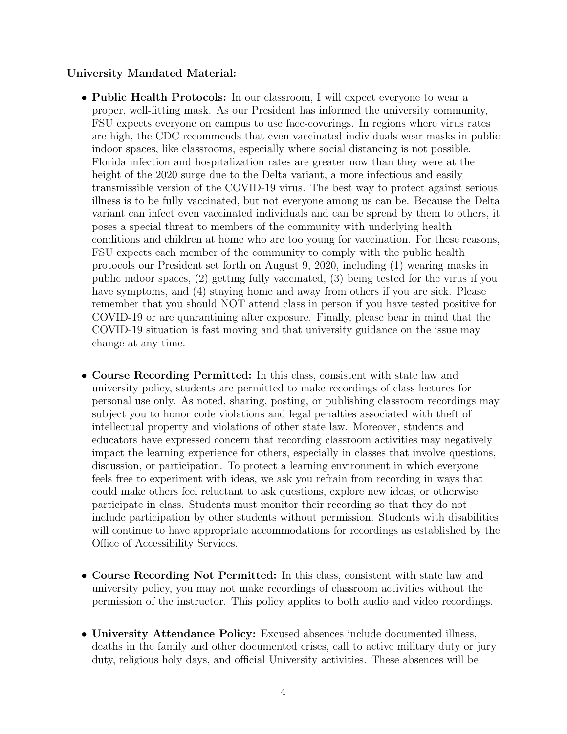**University Mandated Material:**

- **Public Health Protocols:** In our classroom, I will expect everyone to wear a proper, well-fitting mask. As our President has informed the university community, FSU expects everyone on campus to use face-coverings. In regions where virus rates are high, the CDC recommends that even vaccinated individuals wear masks in public indoor spaces, like classrooms, especially where social distancing is not possible. Florida infection and hospitalization rates are greater now than they were at the height of the 2020 surge due to the Delta variant, a more infectious and easily transmissible version of the COVID-19 virus. The best way to protect against serious illness is to be fully vaccinated, but not everyone among us can be. Because the Delta variant can infect even vaccinated individuals and can be spread by them to others, it poses a special threat to members of the community with underlying health conditions and children at home who are too young for vaccination. For these reasons, FSU expects each member of the community to comply with the public health protocols our President set forth on August 9, 2020, including (1) wearing masks in public indoor spaces, (2) getting fully vaccinated, (3) being tested for the virus if you have symptoms, and (4) staying home and away from others if you are sick. Please remember that you should NOT attend class in person if you have tested positive for COVID-19 or are quarantining after exposure. Finally, please bear in mind that the COVID-19 situation is fast moving and that university guidance on the issue may change at any time.

- **Course Recording Permitted:** In this class, consistent with state law and university policy, students are permitted to make recordings of class lectures for personal use only. As noted, sharing, posting, or publishing classroom recordings may subject you to honor code violations and legal penalties associated with theft of intellectual property and violations of other state law. Moreover, students and educators have expressed concern that recording classroom activities may negatively impact the learning experience for others, especially in classes that involve questions, discussion, or participation. To protect a learning environment in which everyone feels free to experiment with ideas, we ask you refrain from recording in ways that could make others feel reluctant to ask questions, explore new ideas, or otherwise participate in class. Students must monitor their recording so that they do not include participation by other students without permission. Students with disabilities will continue to have appropriate accommodations for recordings as established by the Office of Accessibility Services.

- **Course Recording Not Permitted:** In this class, consistent with state law and university policy, you may not make recordings of classroom activities without the permission of the instructor. This policy applies to both audio and video recordings.

- **University Attendance Policy:** Excused absences include documented illness, deaths in the family and other documented crises, call to active military duty or jury duty, religious holy days, and official University activities. These absences will be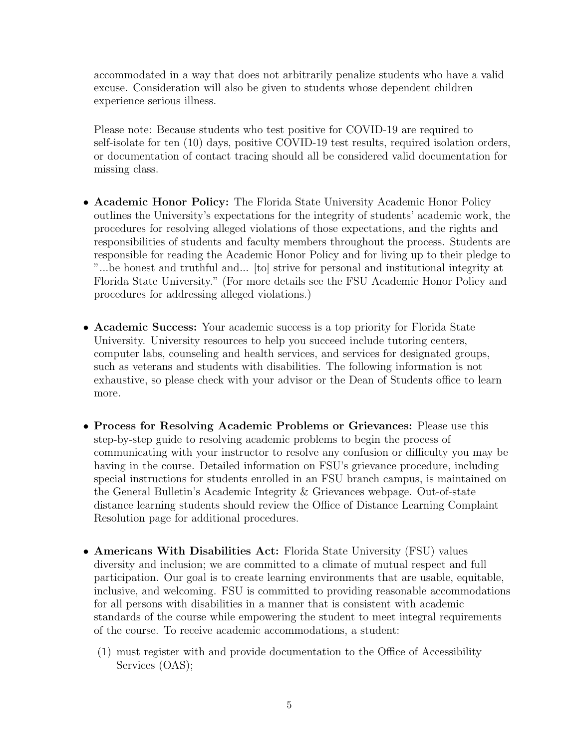accommodated in a way that does not arbitrarily penalize students who have a valid excuse. Consideration will also be given to students whose dependent children experience serious illness.

Please note: Because students who test positive for COVID-19 are required to self-isolate for ten (10) days, positive COVID-19 test results, required isolation orders, or documentation of contact tracing should all be considered valid documentation for missing class.

- **Academic Honor Policy:** The Florida State University Academic Honor Policy outlines the University's expectations for the integrity of students' academic work, the procedures for resolving alleged violations of those expectations, and the rights and responsibilities of students and faculty members throughout the process. Students are responsible for reading the Academic Honor Policy and for living up to their pledge to "...be honest and truthful and... [to] strive for personal and institutional integrity at Florida State University." (For more details see the FSU Academic Honor Policy and procedures for addressing alleged violations.)

- **Academic Success:** Your academic success is a top priority for Florida State University. University resources to help you succeed include tutoring centers, computer labs, counseling and health services, and services for designated groups, such as veterans and students with disabilities. The following information is not exhaustive, so please check with your advisor or the Dean of Students office to learn more.

- **Process for Resolving Academic Problems or Grievances:** Please use this step-by-step guide to resolving academic problems to begin the process of communicating with your instructor to resolve any confusion or difficulty you may be having in the course. Detailed information on FSU's grievance procedure, including special instructions for students enrolled in an FSU branch campus, is maintained on the General Bulletin's Academic Integrity & Grievances webpage. Out-of-state distance learning students should review the Office of Distance Learning Complaint Resolution page for additional procedures.

- **Americans With Disabilities Act:** Florida State University (FSU) values diversity and inclusion; we are committed to a climate of mutual respect and full participation. Our goal is to create learning environments that are usable, equitable, inclusive, and welcoming. FSU is committed to providing reasonable accommodations for all persons with disabilities in a manner that is consistent with academic standards of the course while empowering the student to meet integral requirements of the course. To receive academic accommodations, a student:

  (1) must register with and provide documentation to the Office of Accessibility Services (OAS);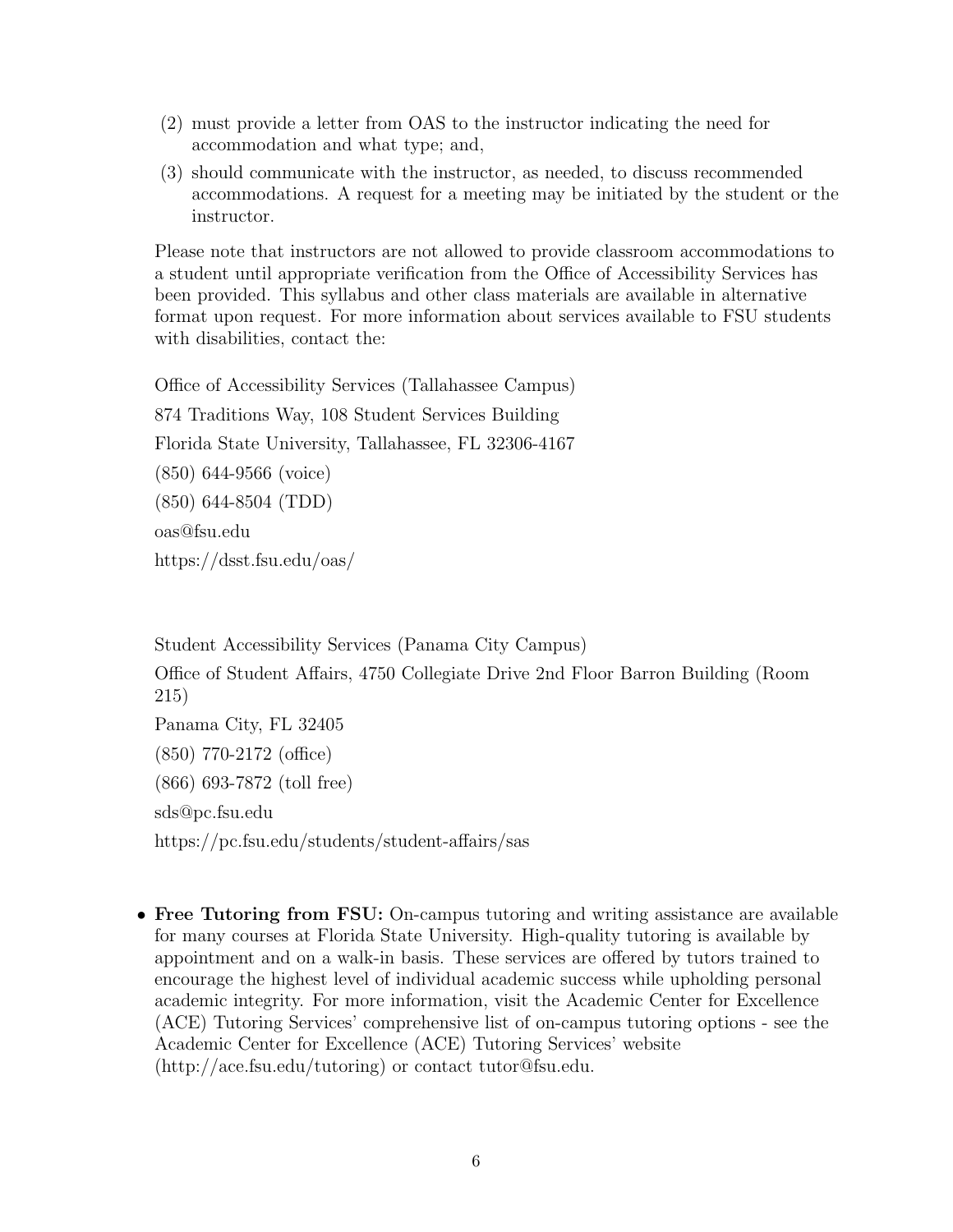(2) must provide a letter from OAS to the instructor indicating the need for accommodation and what type; and,

(3) should communicate with the instructor, as needed, to discuss recommended accommodations. A request for a meeting may be initiated by the student or the instructor.

Please note that instructors are not allowed to provide classroom accommodations to a student until appropriate verification from the Office of Accessibility Services has been provided. This syllabus and other class materials are available in alternative format upon request. For more information about services available to FSU students with disabilities, contact the:

Office of Accessibility Services (Tallahassee Campus)

874 Traditions Way, 108 Student Services Building

Florida State University, Tallahassee, FL 32306-4167

(850) 644-9566 (voice)

(850) 644-8504 (TDD)

oas@fsu.edu

https://dsst.fsu.edu/oas/

Student Accessibility Services (Panama City Campus)

Office of Student Affairs, 4750 Collegiate Drive 2nd Floor Barron Building (Room 215)

Panama City, FL 32405

(850) 770-2172 (office)

(866) 693-7872 (toll free)

sds@pc.fsu.edu

https://pc.fsu.edu/students/student-affairs/sas

- **Free Tutoring from FSU:** On-campus tutoring and writing assistance are available for many courses at Florida State University. High-quality tutoring is available by appointment and on a walk-in basis. These services are offered by tutors trained to encourage the highest level of individual academic success while upholding personal academic integrity. For more information, visit the Academic Center for Excellence (ACE) Tutoring Services' comprehensive list of on-campus tutoring options - see the Academic Center for Excellence (ACE) Tutoring Services' website (http://ace.fsu.edu/tutoring) or contact tutor@fsu.edu.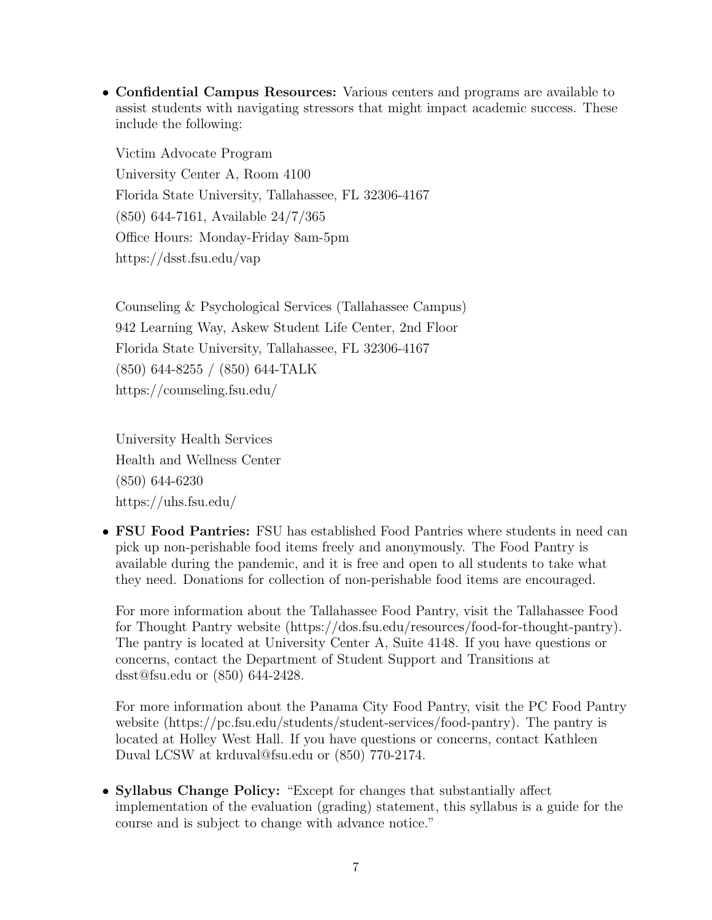- **Confidential Campus Resources:** Various centers and programs are available to assist students with navigating stressors that might impact academic success. These include the following:

  Victim Advocate Program
  University Center A, Room 4100
  Florida State University, Tallahassee, FL 32306-4167
  (850) 644-7161, Available 24/7/365
  Office Hours: Monday-Friday 8am-5pm
  https://dsst.fsu.edu/vap

  Counseling & Psychological Services (Tallahassee Campus)
  942 Learning Way, Askew Student Life Center, 2nd Floor
  Florida State University, Tallahassee, FL 32306-4167
  (850) 644-8255 / (850) 644-TALK
  https://counseling.fsu.edu/

  University Health Services
  Health and Wellness Center
  (850) 644-6230
  https://uhs.fsu.edu/

- **FSU Food Pantries:** FSU has established Food Pantries where students in need can pick up non-perishable food items freely and anonymously. The Food Pantry is available during the pandemic, and it is free and open to all students to take what they need. Donations for collection of non-perishable food items are encouraged.

  For more information about the Tallahassee Food Pantry, visit the Tallahassee Food for Thought Pantry website (https://dos.fsu.edu/resources/food-for-thought-pantry). The pantry is located at University Center A, Suite 4148. If you have questions or concerns, contact the Department of Student Support and Transitions at dsst@fsu.edu or (850) 644-2428.

  For more information about the Panama City Food Pantry, visit the PC Food Pantry website (https://pc.fsu.edu/students/student-services/food-pantry). The pantry is located at Holley West Hall. If you have questions or concerns, contact Kathleen Duval LCSW at krduval@fsu.edu or (850) 770-2174.

- **Syllabus Change Policy:** "Except for changes that substantially affect implementation of the evaluation (grading) statement, this syllabus is a guide for the course and is subject to change with advance notice."